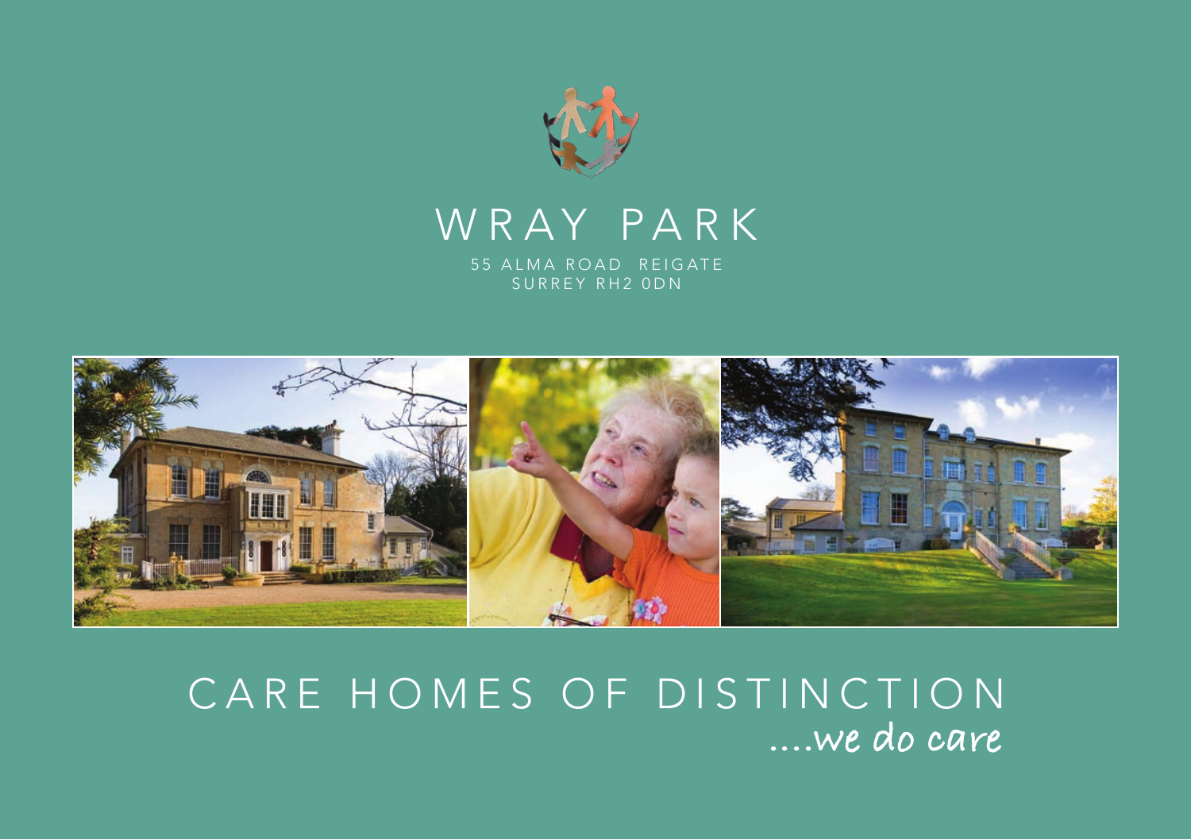# WRAY PARK

55 ALMA ROAD REIGATE
SURREY RH2 0DN

## CARE HOMES OF DISTINCTION

*....we do care*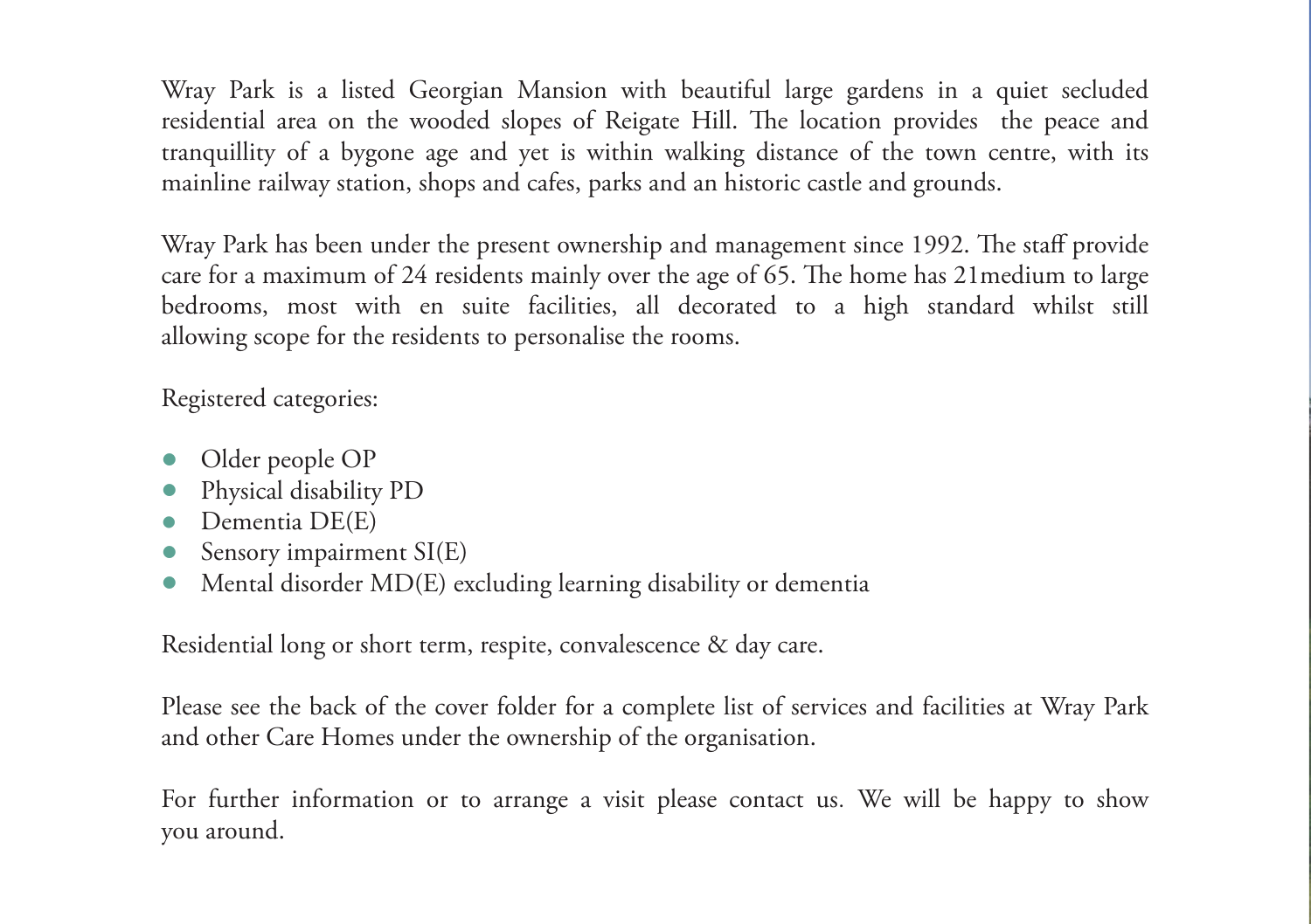Wray Park is a listed Georgian Mansion with beautiful large gardens in a quiet secluded residential area on the wooded slopes of Reigate Hill. The location provides the peace and tranquillity of a bygone age and yet is within walking distance of the town centre, with its mainline railway station, shops and cafes, parks and an historic castle and grounds.

Wray Park has been under the present ownership and management since 1992. The staff provide care for a maximum of 24 residents mainly over the age of 65. The home has 21medium to large bedrooms, most with en suite facilities, all decorated to a high standard whilst still allowing scope for the residents to personalise the rooms.

Registered categories:

- Older people OP
- Physical disability PD
- Dementia DE(E)
- Sensory impairment SI(E)
- Mental disorder MD(E) excluding learning disability or dementia

Residential long or short term, respite, convalescence & day care.

Please see the back of the cover folder for a complete list of services and facilities at Wray Park and other Care Homes under the ownership of the organisation.

For further information or to arrange a visit please contact us. We will be happy to show you around.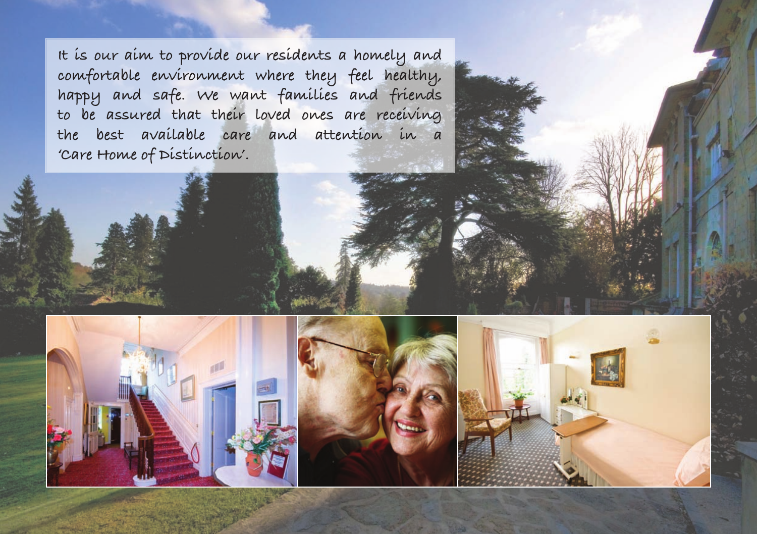It is our aim to provide our residents a homely and comfortable environment where they feel healthy, happy and safe. We want families and friends to be assured that their loved ones are receiving the best available care and attention in a 'Care Home of Distinction'.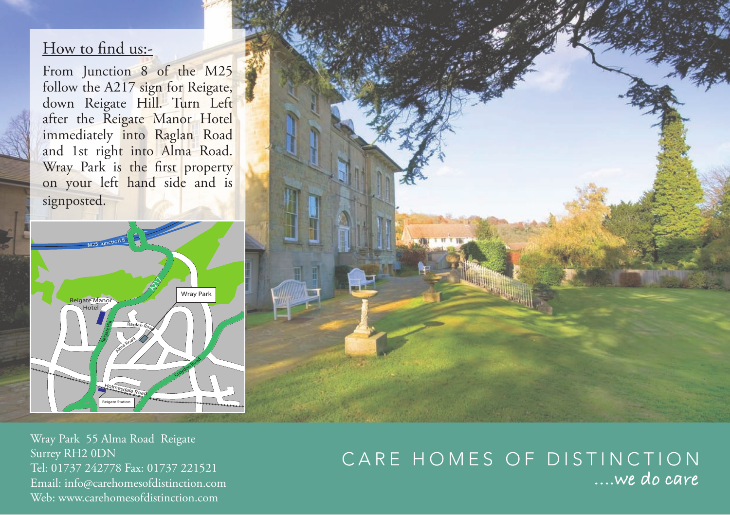## How to find us:-

From Junction 8 of the M25 follow the A217 sign for Reigate, down Reigate Hill. Turn Left after the Reigate Manor Hotel immediately into Raglan Road and 1st right into Alma Road. Wray Park is the first property on your left hand side and is signposted.

M25 Junction 8
A217
Wray Park
Reigate Manor Hotel
Reigate Hill
Raglan Road
Alma Road
Croydon Road
Holmesdale Road
Reigate Station

Wray Park 55 Alma Road Reigate
Surrey RH2 0DN
Tel: 01737 242778 Fax: 01737 221521
Email: info@carehomesofdistinction.com
Web: www.carehomesofdistinction.com

CARE HOMES OF DISTINCTION
....we do care